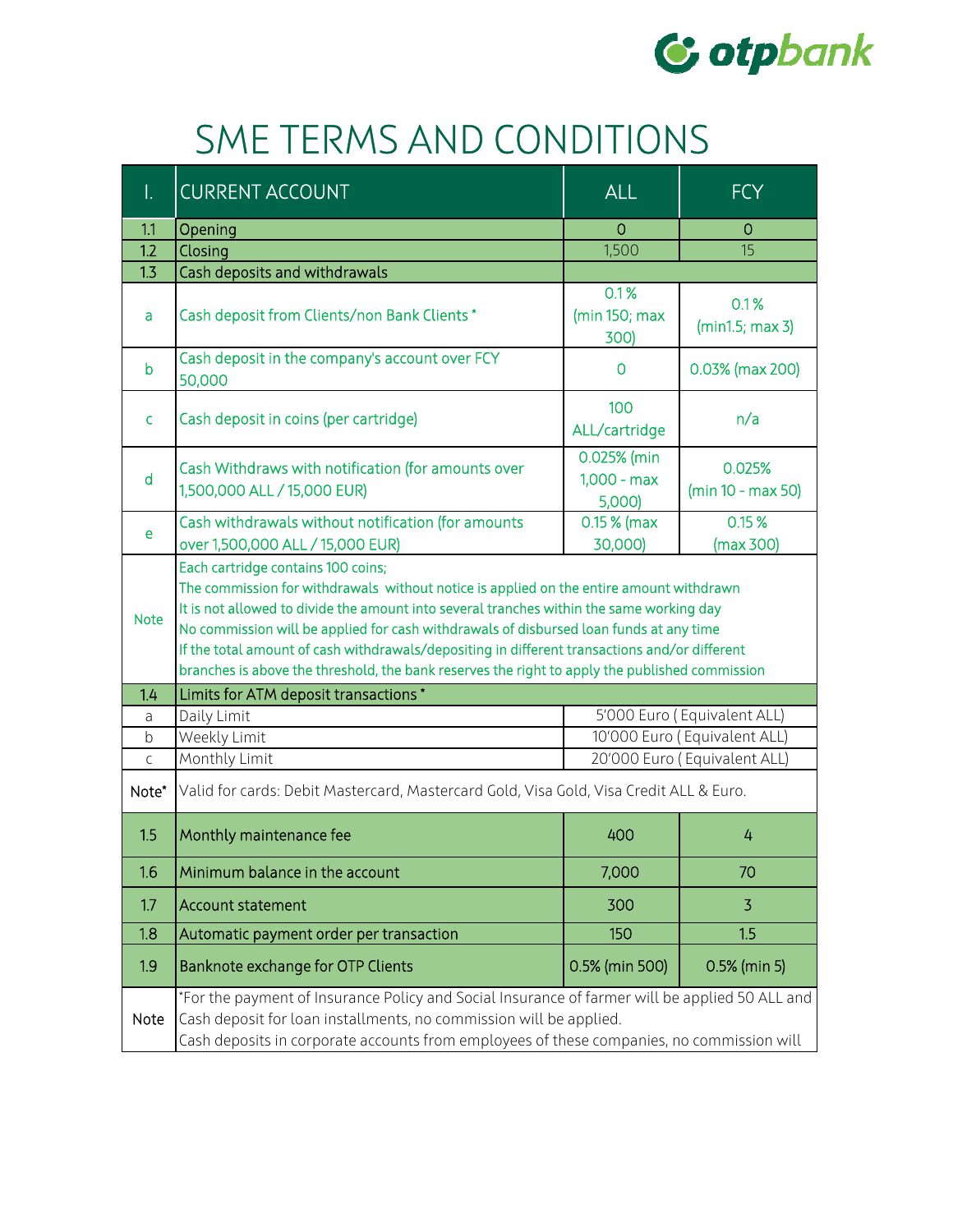# SME TERMS AND CONDITIONS

| I. | CURRENT ACCOUNT | ALL | FCY |
|---|---|---|---|
| 1.1 | Opening | 0 | 0 |
| 1.2 | Closing | 1,500 | 15 |
| 1.3 | Cash deposits and withdrawals | | |
| a | Cash deposit from Clients/non Bank Clients * | 0.1% (min 150; max 300) | 0.1% (min1.5; max 3) |
| b | Cash deposit in the company's account over FCY 50,000 | 0 | 0.03% (max 200) |
| c | Cash deposit in coins (per cartridge) | 100 ALL/cartridge | n/a |
| d | Cash Withdraws with notification (for amounts over 1,500,000 ALL / 15,000 EUR) | 0.025% (min 1,000 - max 5,000) | 0.025% (min 10 - max 50) |
| e | Cash withdrawals without notification (for amounts over 1,500,000 ALL / 15,000 EUR) | 0.15 % (max 30,000) | 0.15 % (max 300) |
| Note | Each cartridge contains 100 coins;<br>The commission for withdrawals without notice is applied on the entire amount withdrawn<br>It is not allowed to divide the amount into several tranches within the same working day<br>No commission will be applied for cash withdrawals of disbursed loan funds at any time<br>If the total amount of cash withdrawals/depositing in different transactions and/or different branches is above the threshold, the bank reserves the right to apply the published commission | | |
| 1.4 | Limits for ATM deposit transactions * | | |
| a | Daily Limit | 5'000 Euro ( Equivalent ALL) | |
| b | Weekly Limit | 10'000 Euro ( Equivalent ALL) | |
| c | Monthly Limit | 20'000 Euro ( Equivalent ALL) | |
| Note* | Valid for cards: Debit Mastercard, Mastercard Gold, Visa Gold, Visa Credit ALL & Euro. | | |
| 1.5 | Monthly maintenance fee | 400 | 4 |
| 1.6 | Minimum balance in the account | 7,000 | 70 |
| 1.7 | Account statement | 300 | 3 |
| 1.8 | Automatic payment order per transaction | 150 | 1.5 |
| 1.9 | Banknote exchange for OTP Clients | 0.5% (min 500) | 0.5% (min 5) |
| Note | *For the payment of Insurance Policy and Social Insurance of farmer will be applied 50 ALL and Cash deposit for loan installments, no commission will be applied.<br>Cash deposits in corporate accounts from employees of these companies, no commission will | | |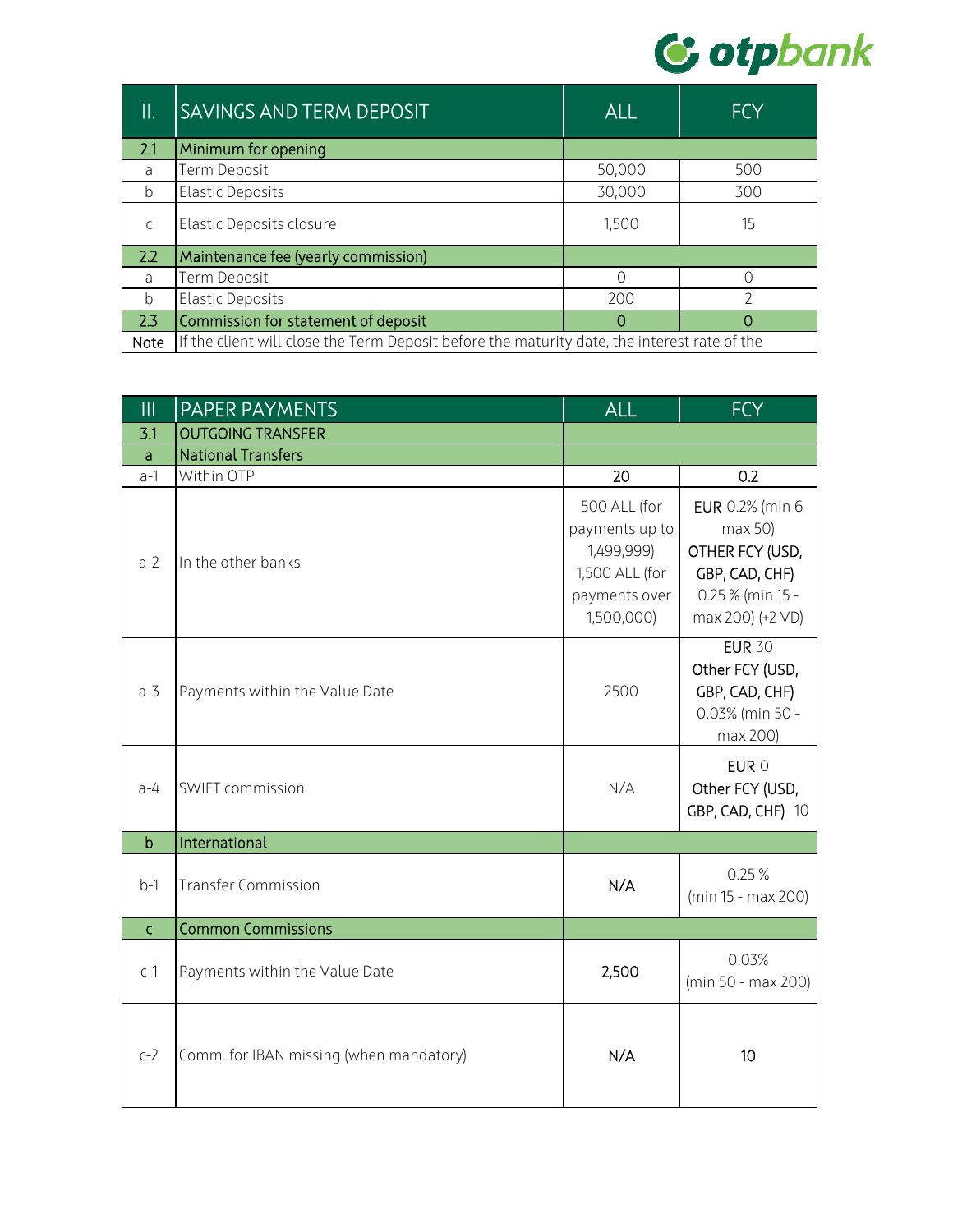| II. | SAVINGS AND TERM DEPOSIT | ALL | FCY |
|---|---|---|---|
| 2.1 | Minimum for opening | | |
| a | Term Deposit | 50,000 | 500 |
| b | Elastic Deposits | 30,000 | 300 |
| c | Elastic Deposits closure | 1,500 | 15 |
| 2.2 | Maintenance fee (yearly commission) | | |
| a | Term Deposit | 0 | 0 |
| b | Elastic Deposits | 200 | 2 |
| 2.3 | Commission for statement of deposit | 0 | 0 |
| Note | If the client will close the Term Deposit before the maturity date, the interest rate of the | | |

| III | PAPER PAYMENTS | ALL | FCY |
|---|---|---|---|
| 3.1 | OUTGOING TRANSFER | | |
| a | National Transfers | | |
| a-1 | Within OTP | 20 | 0.2 |
| a-2 | In the other banks | 500 ALL (for payments up to 1,499,999) 1,500 ALL (for payments over 1,500,000) | EUR 0.2% (min 6 max 50) OTHER FCY (USD, GBP, CAD, CHF) 0.25 % (min 15 - max 200) (+2 VD) |
| a-3 | Payments within the Value Date | 2500 | EUR 30 Other FCY (USD, GBP, CAD, CHF) 0.03% (min 50 - max 200) |
| a-4 | SWIFT commission | N/A | EUR 0 Other FCY (USD, GBP, CAD, CHF) 10 |
| b | International | | |
| b-1 | Transfer Commission | N/A | 0.25 % (min 15 - max 200) |
| c | Common Commissions | | |
| c-1 | Payments within the Value Date | 2,500 | 0.03% (min 50 - max 200) |
| c-2 | Comm. for IBAN missing (when mandatory) | N/A | 10 |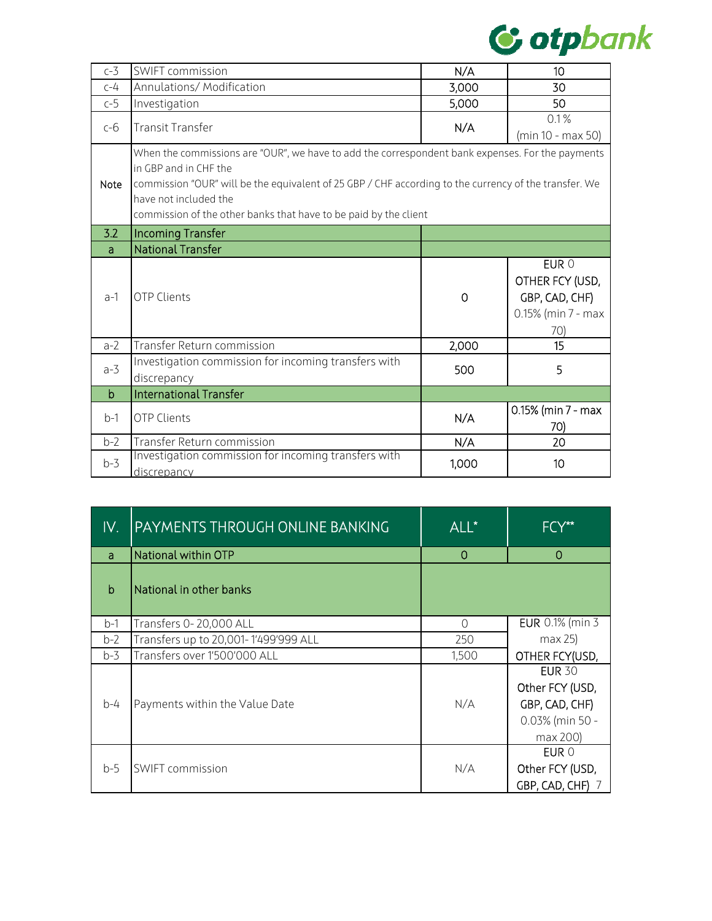| | | | |
|---|---|---|---|
| c-3 | SWIFT commission | N/A | 10 |
| c-4 | Annulations/ Modification | 3,000 | 30 |
| c-5 | Investigation | 5,000 | 50 |
| c-6 | Transit Transfer | N/A | 0.1% (min 10 - max 50) |
| Note | When the commissions are "OUR", we have to add the correspondent bank expenses. For the payments in GBP and in CHF the commission "OUR" will be the equivalent of 25 GBP / CHF according to the currency of the transfer. We have not included the commission of the other banks that have to be paid by the client | | |
| 3.2 | Incoming Transfer | | |
| a | National Transfer | | |
| a-1 | OTP Clients | 0 | EUR 0 OTHER FCY (USD, GBP, CAD, CHF) 0.15% (min 7 - max 70) |
| a-2 | Transfer Return commission | 2,000 | 15 |
| a-3 | Investigation commission for incoming transfers with discrepancy | 500 | 5 |
| b | International Transfer | | |
| b-1 | OTP Clients | N/A | 0.15% (min 7 - max 70) |
| b-2 | Transfer Return commission | N/A | 20 |
| b-3 | Investigation commission for incoming transfers with discrepancy | 1,000 | 10 |

| IV. | PAYMENTS THROUGH ONLINE BANKING | ALL* | FCY** |
|---|---|---|---|
| a | National within OTP | 0 | 0 |
| b | National in other banks | | |
| b-1 | Transfers 0- 20,000 ALL | 0 | EUR 0.1% (min 3 max 25) OTHER FCY(USD, |
| b-2 | Transfers up to 20,001- 1'499'999 ALL | 250 | |
| b-3 | Transfers over 1'500'000 ALL | 1,500 | |
| b-4 | Payments within the Value Date | N/A | EUR 30 Other FCY (USD, GBP, CAD, CHF) 0.03% (min 50 - max 200) |
| b-5 | SWIFT commission | N/A | EUR 0 Other FCY (USD, GBP, CAD, CHF) 7 |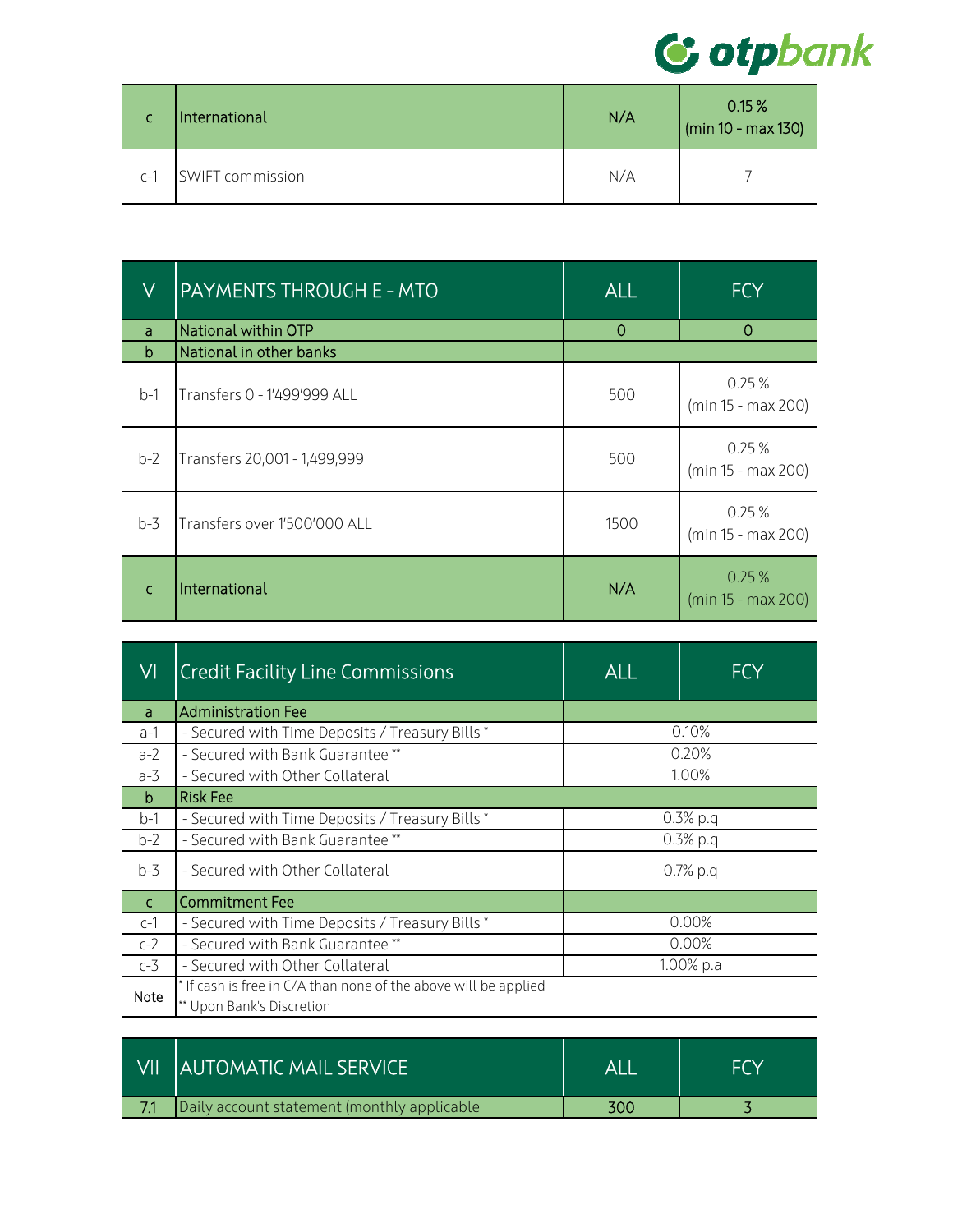| c | International | N/A | 0.15 % (min 10 - max 130) |
|---|---|---|---|
| c-1 | SWIFT commission | N/A | 7 |

| V | PAYMENTS THROUGH E - MTO | ALL | FCY |
|---|---|---|---|
| a | National within OTP | 0 | 0 |
| b | National in other banks | | |
| b-1 | Transfers 0 - 1'499'999 ALL | 500 | 0.25 % (min 15 - max 200) |
| b-2 | Transfers 20,001 - 1,499,999 | 500 | 0.25 % (min 15 - max 200) |
| b-3 | Transfers over 1'500'000 ALL | 1500 | 0.25 % (min 15 - max 200) |
| c | International | N/A | 0.25 % (min 15 - max 200) |

| VI | Credit Facility Line Commissions | ALL | FCY |
|---|---|---|---|
| a | Administration Fee | | |
| a-1 | - Secured with Time Deposits / Treasury Bills * | 0.10% | |
| a-2 | - Secured with Bank Guarantee ** | 0.20% | |
| a-3 | - Secured with Other Collateral | 1.00% | |
| b | Risk Fee | | |
| b-1 | - Secured with Time Deposits / Treasury Bills * | 0.3% p.q | |
| b-2 | - Secured with Bank Guarantee ** | 0.3% p.q | |
| b-3 | - Secured with Other Collateral | 0.7% p.q | |
| c | Commitment Fee | | |
| c-1 | - Secured with Time Deposits / Treasury Bills * | 0.00% | |
| c-2 | - Secured with Bank Guarantee ** | 0.00% | |
| c-3 | - Secured with Other Collateral | 1.00% p.a | |
| Note | * If cash is free in C/A than none of the above will be applied<br>** Upon Bank's Discretion | | |

| VII | AUTOMATIC MAIL SERVICE | ALL | FCY |
|---|---|---|---|
| 7.1 | Daily account statement (monthly applicable | 300 | 3 |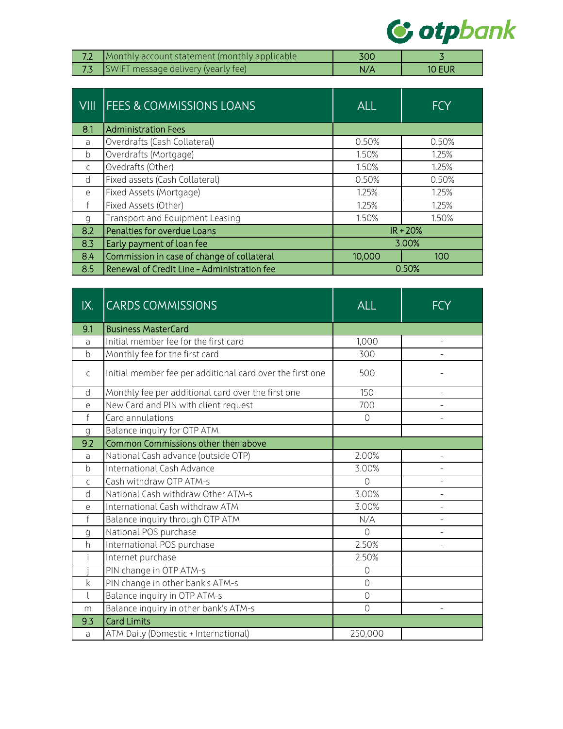| | | | |
|---|---|---|---|
| 7.2 | Monthly account statement (monthly applicable | 300 | 3 |
| 7.3 | SWIFT message delivery (yearly fee) | N/A | 10 EUR |

| VIII | FEES & COMMISSIONS LOANS | ALL | FCY |
|---|---|---|---|
| 8.1 | Administration Fees | | |
| a | Overdrafts (Cash Collateral) | 0.50% | 0.50% |
| b | Overdrafts (Mortgage) | 1.50% | 1.25% |
| c | Ovedrafts (Other) | 1.50% | 1.25% |
| d | Fixed assets (Cash Collateral) | 0.50% | 0.50% |
| e | Fixed Assets (Mortgage) | 1.25% | 1.25% |
| f | Fixed Assets (Other) | 1.25% | 1.25% |
| g | Transport and Equipment Leasing | 1.50% | 1.50% |
| 8.2 | Penalties for overdue Loans | IR + 20% | |
| 8.3 | Early payment of loan fee | 3.00% | |
| 8.4 | Commission in case of change of collateral | 10,000 | 100 |
| 8.5 | Renewal of Credit Line - Administration fee | 0.50% | |

| IX. | CARDS COMMISSIONS | ALL | FCY |
|---|---|---|---|
| 9.1 | Business MasterCard | | |
| a | Initial member fee for the first card | 1,000 | - |
| b | Monthly fee for the first card | 300 | - |
| c | Initial member fee per additional card over the first one | 500 | - |
| d | Monthly fee per additional card over the first one | 150 | - |
| e | New Card and PIN with client request | 700 | - |
| f | Card annulations | 0 | - |
| g | Balance inquiry for OTP ATM | | |
| 9.2 | Common Commissions other then above | | |
| a | National Cash advance (outside OTP) | 2.00% | - |
| b | International Cash Advance | 3.00% | - |
| c | Cash withdraw OTP ATM-s | 0 | - |
| d | National Cash withdraw Other ATM-s | 3.00% | - |
| e | International Cash withdraw ATM | 3.00% | - |
| f | Balance inquiry through OTP ATM | N/A | - |
| g | National POS purchase | 0 | - |
| h | International POS purchase | 2.50% | - |
| i | Internet purchase | 2.50% | |
| j | PIN change in OTP ATM-s | 0 | |
| k | PIN change in other bank's ATM-s | 0 | |
| l | Balance inquiry in OTP ATM-s | 0 | |
| m | Balance inquiry in other bank's ATM-s | 0 | - |
| 9.3 | Card Limits | | |
| a | ATM Daily (Domestic + International) | 250,000 | |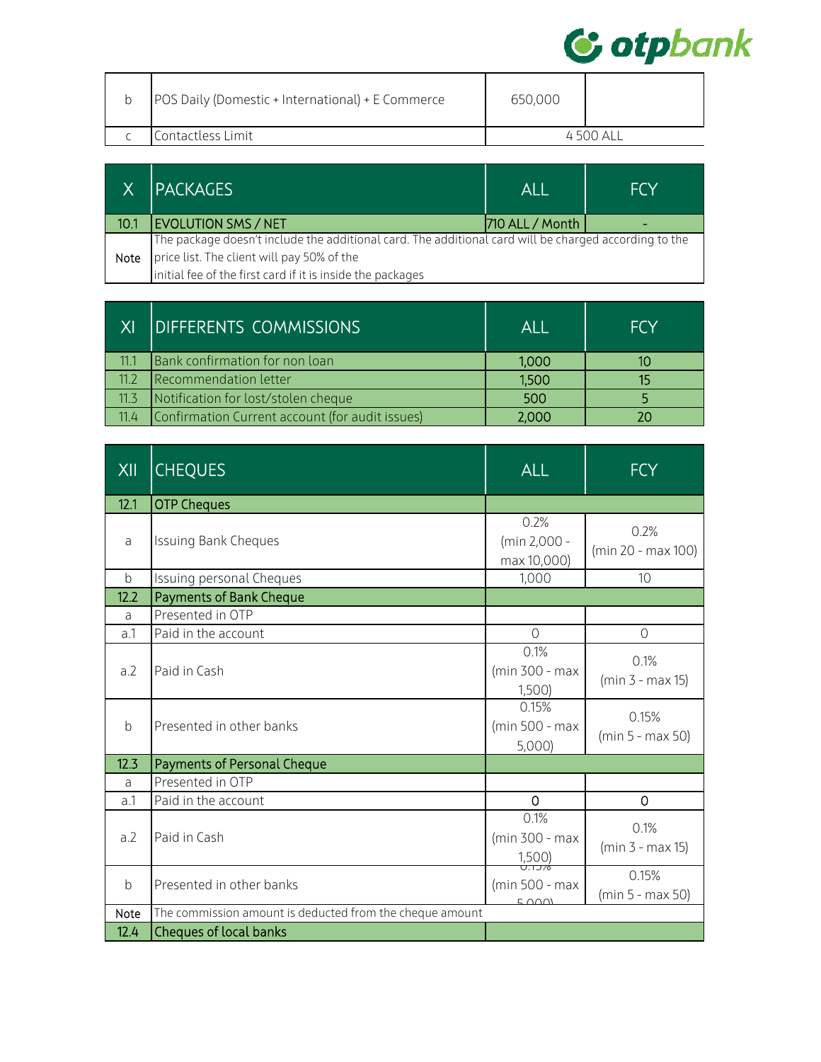| | | | |
|---|---|---|---|
| b | POS Daily (Domestic + International) + E Commerce | 650,000 | |
| c | Contactless Limit | 4 500 ALL | |

| X | PACKAGES | ALL | FCY |
|---|---|---|---|
| 10.1 | EVOLUTION SMS / NET | 710 ALL / Month | - |
| Note | The package doesn't include the additional card. The additional card will be charged according to the price list. The client will pay 50% of the initial fee of the first card if it is inside the packages | | |

| XI | DIFFERENTS COMMISSIONS | ALL | FCY |
|---|---|---|---|
| 11.1 | Bank confirmation for non loan | 1,000 | 10 |
| 11.2 | Recommendation letter | 1,500 | 15 |
| 11.3 | Notification for lost/stolen cheque | 500 | 5 |
| 11.4 | Confirmation Current account (for audit issues) | 2,000 | 20 |

| XII | CHEQUES | ALL | FCY |
|---|---|---|---|
| 12.1 | OTP Cheques | | |
| a | Issuing Bank Cheques | 0.2% (min 2,000 - max 10,000) | 0.2% (min 20 - max 100) |
| b | Issuing personal Cheques | 1,000 | 10 |
| 12.2 | Payments of Bank Cheque | | |
| a | Presented in OTP | | |
| a.1 | Paid in the account | 0 | 0 |
| a.2 | Paid in Cash | 0.1% (min 300 - max 1,500) | 0.1% (min 3 - max 15) |
| b | Presented in other banks | 0.15% (min 500 - max 5,000) | 0.15% (min 5 - max 50) |
| 12.3 | Payments of Personal Cheque | | |
| a | Presented in OTP | | |
| a.1 | Paid in the account | 0 | 0 |
| a.2 | Paid in Cash | 0.1% (min 300 - max 1,500) | 0.1% (min 3 - max 15) |
| b | Presented in other banks | 0.15% (min 500 - max 5,000) | 0.15% (min 5 - max 50) |
| Note | The commission amount is deducted from the cheque amount | | |
| 12.4 | Cheques of local banks | | |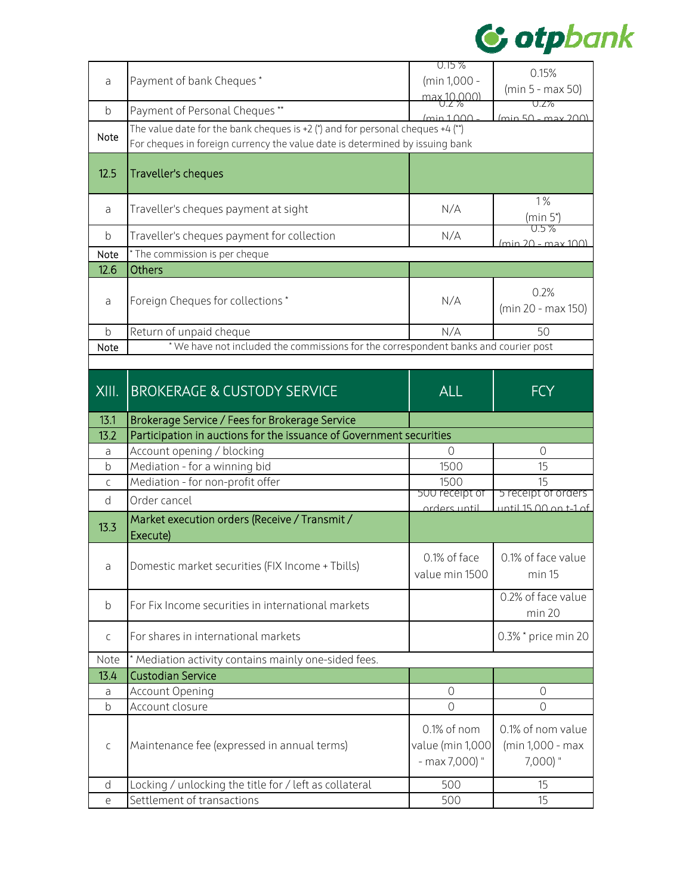| | | | |
|---|---|---|---|
| a | Payment of bank Cheques * | 0.15 % (min 1,000 - max 10,000) | 0.15% (min 5 - max 50) |
| b | Payment of Personal Cheques ** | 0.2 % (min 1,000 - | 0.2% (min 50 - max 200) |
| Note | The value date for the bank cheques is +2 (*) and for personal cheques +4 (**)<br>For cheques in foreign currency the value date is determined by issuing bank | | |
| 12.5 | Traveller's cheques | | |
| a | Traveller's cheques payment at sight | N/A | 1% (min 5*) |
| b | Traveller's cheques payment for collection | N/A | 0.5 % (min 20 - max 100) |
| Note | * The commission is per cheque | | |
| 12.6 | Others | | |
| a | Foreign Cheques for collections * | N/A | 0.2% (min 20 - max 150) |
| b | Return of unpaid cheque | N/A | 50 |
| Note | * We have not included the commissions for the correspondent banks and courier post | | |

| XIII. | BROKERAGE & CUSTODY SERVICE | ALL | FCY |
|---|---|---|---|
| 13.1 | Brokerage Service / Fees for Brokerage Service | | |
| 13.2 | Participation in auctions for the issuance of Government securities | | |
| a | Account opening / blocking | 0 | 0 |
| b | Mediation - for a winning bid | 1500 | 15 |
| c | Mediation - for non-profit offer | 1500 | 15 |
| d | Order cancel | 500 receipt of orders until | 5 receipt of orders until 15.00 on t-1 of |
| 13.3 | Market execution orders (Receive / Transmit / Execute) | | |
| a | Domestic market securities (FIX Income + Tbills) | 0.1% of face value min 1500 | 0.1% of face value min 15 |
| b | For Fix Income securities in international markets | | 0.2% of face value min 20 |
| c | For shares in international markets | | 0.3% * price min 20 |
| Note | * Mediation activity contains mainly one-sided fees. | | |
| 13.4 | Custodian Service | | |
| a | Account Opening | 0 | 0 |
| b | Account closure | 0 | 0 |
| c | Maintenance fee (expressed in annual terms) | 0.1% of nom value (min 1,000 - max 7,000) " | 0.1% of nom value (min 1,000 - max 7,000) " |
| d | Locking / unlocking the title for / left as collateral | 500 | 15 |
| e | Settlement of transactions | 500 | 15 |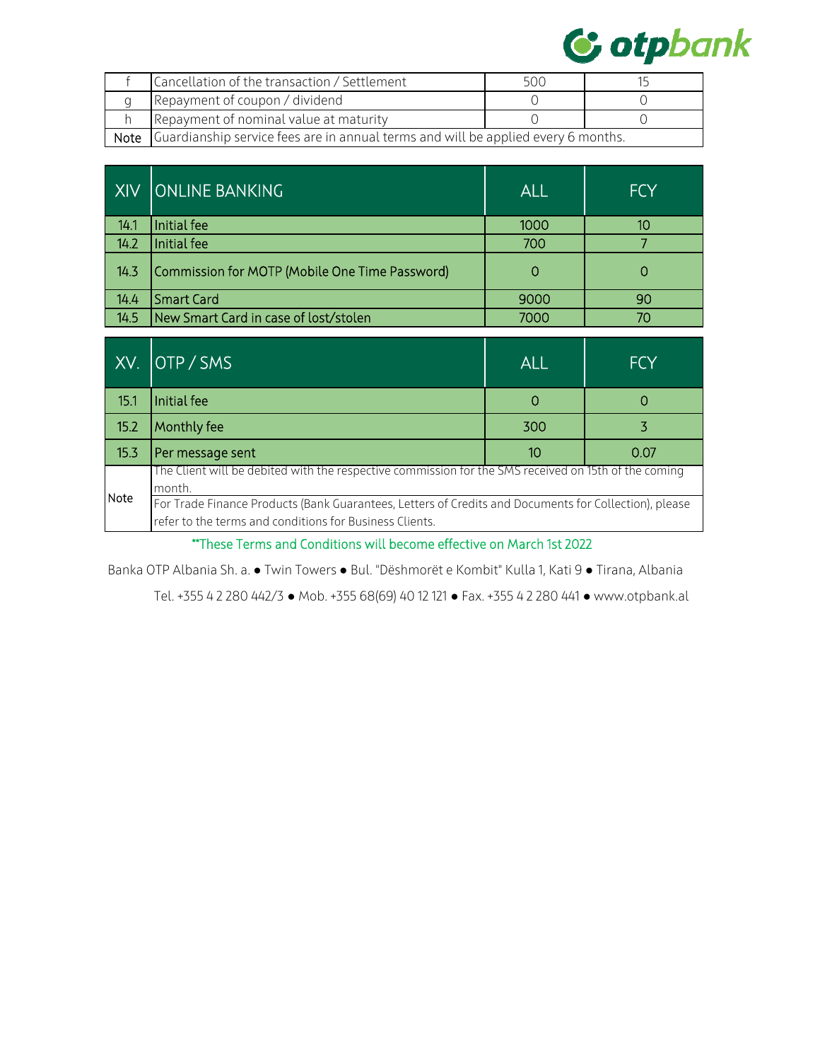| | | | |
|---|---|---|---|
| f | Cancellation of the transaction / Settlement | 500 | 15 |
| g | Repayment of coupon / dividend | 0 | 0 |
| h | Repayment of nominal value at maturity | 0 | 0 |
| Note | Guardianship service fees are in annual terms and will be applied every 6 months. | | |

| XIV | ONLINE BANKING | ALL | FCY |
|---|---|---|---|
| 14.1 | Initial fee | 1000 | 10 |
| 14.2 | Initial fee | 700 | 7 |
| 14.3 | Commission for MOTP (Mobile One Time Password) | 0 | 0 |
| 14.4 | Smart Card | 9000 | 90 |
| 14.5 | New Smart Card in case of lost/stolen | 7000 | 70 |

| XV. | OTP / SMS | ALL | FCY |
|---|---|---|---|
| 15.1 | Initial fee | 0 | 0 |
| 15.2 | Monthly fee | 300 | 3 |
| 15.3 | Per message sent | 10 | 0.07 |
| Note | The Client will be debited with the respective commission for the SMS received on 15th of the coming month. | | |
| | For Trade Finance Products (Bank Guarantees, Letters of Credits and Documents for Collection), please refer to the terms and conditions for Business Clients. | | |

**These Terms and Conditions will become effective on March 1st 2022

Banka OTP Albania Sh. a. ● Twin Towers ● Bul. "Dëshmorët e Kombit" Kulla 1, Kati 9 ● Tirana, Albania

Tel. +355 4 2 280 442/3 ● Mob. +355 68(69) 40 12 121 ● Fax. +355 4 2 280 441 ● www.otpbank.al